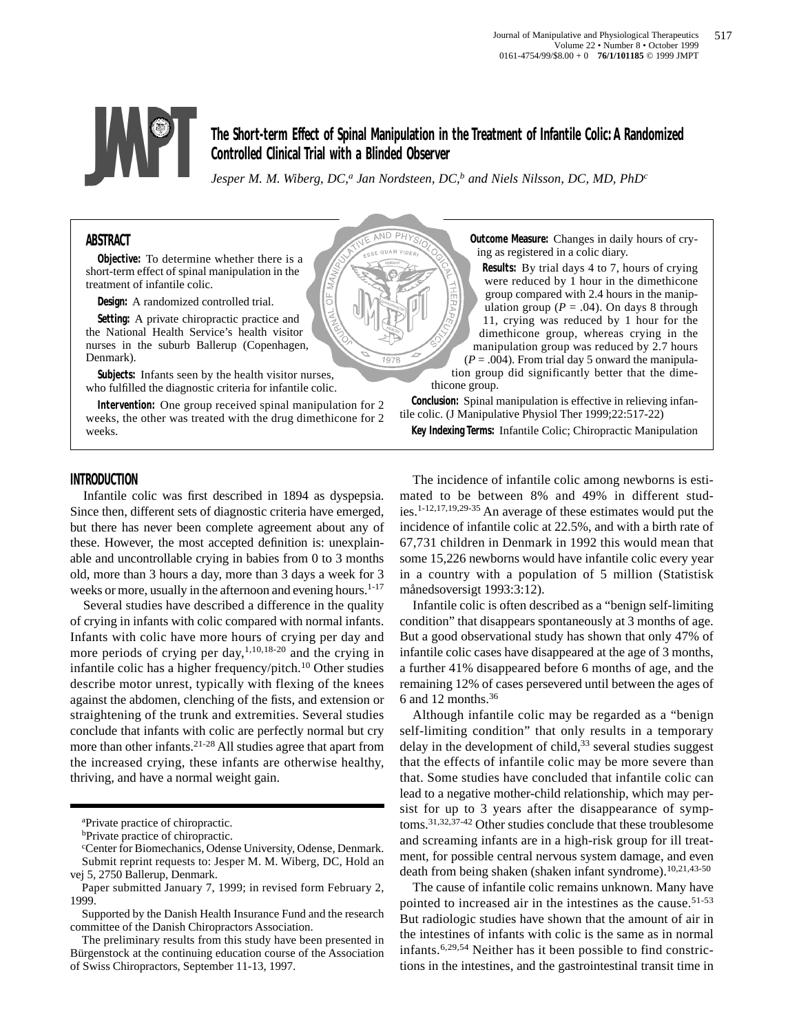# The Short-term Effect of Spinal Manipulation in the Treatment of Infantile Colic: A Randomized Controlled Clinical Trial with a Blinded Observer

*Jesper M. M. Wiberg, DC,[a] Jan Nordsteen, DC,[b] and Niels Nilsson, DC, MD, PhD[c]*

## ABSTRACT

**Objective:** To determine whether there is a short-term effect of spinal manipulation in the treatment of infantile colic.

**Design:** A randomized controlled trial.

**Setting:** A private chiropractic practice and the National Health Service's health visitor nurses in the suburb Ballerup (Copenhagen, Denmark).

**Subjects:** Infants seen by the health visitor nurses, who fulfilled the diagnostic criteria for infantile colic.

**Intervention:** One group received spinal manipulation for 2 weeks, the other was treated with the drug dimethicone for 2 weeks.

**Outcome Measure:** Changes in daily hours of crying as registered in a colic diary.

**Results:** By trial days 4 to 7, hours of crying were reduced by 1 hour in the dimethicone group compared with 2.4 hours in the manipulation group ($P = .04$). On days 8 through 11, crying was reduced by 1 hour for the dimethicone group, whereas crying in the manipulation group was reduced by 2.7 hours ($P = .004$). From trial day 5 onward the manipulation group did significantly better that the dimethicone group.

**Conclusion:** Spinal manipulation is effective in relieving infantile colic. (J Manipulative Physiol Ther 1999;22:517-22)

**Key Indexing Terms:** Infantile Colic; Chiropractic Manipulation

## INTRODUCTION

Infantile colic was first described in 1894 as dyspepsia. Since then, different sets of diagnostic criteria have emerged, but there has never been complete agreement about any of these. However, the most accepted definition is: unexplainable and uncontrollable crying in babies from 0 to 3 months old, more than 3 hours a day, more than 3 days a week for 3 weeks or more, usually in the afternoon and evening hours.[1-17]

Several studies have described a difference in the quality of crying in infants with colic compared with normal infants. Infants with colic have more hours of crying per day and more periods of crying per day,[1,10,18-20] and the crying in infantile colic has a higher frequency/pitch.[10] Other studies describe motor unrest, typically with flexing of the knees against the abdomen, clenching of the fists, and extension or straightening of the trunk and extremities. Several studies conclude that infants with colic are perfectly normal but cry more than other infants.[21-28] All studies agree that apart from the increased crying, these infants are otherwise healthy, thriving, and have a normal weight gain.

The incidence of infantile colic among newborns is estimated to be between 8% and 49% in different studies.[1-12,17,19,29-35] An average of these estimates would put the incidence of infantile colic at 22.5%, and with a birth rate of 67,731 children in Denmark in 1992 this would mean that some 15,226 newborns would have infantile colic every year in a country with a population of 5 million (Statistisk månedsoversigt 1993:3:12).

Infantile colic is often described as a "benign self-limiting condition" that disappears spontaneously at 3 months of age. But a good observational study has shown that only 47% of infantile colic cases have disappeared at the age of 3 months, a further 41% disappeared before 6 months of age, and the remaining 12% of cases persevered until between the ages of 6 and 12 months.[36]

Although infantile colic may be regarded as a "benign self-limiting condition" that only results in a temporary delay in the development of child,[33] several studies suggest that the effects of infantile colic may be more severe than that. Some studies have concluded that infantile colic can lead to a negative mother-child relationship, which may persist for up to 3 years after the disappearance of symptoms.[31,32,37-42] Other studies conclude that these troublesome and screaming infants are in a high-risk group for ill treatment, for possible central nervous system damage, and even death from being shaken (shaken infant syndrome).[10,21,43-50]

The cause of infantile colic remains unknown. Many have pointed to increased air in the intestines as the cause.[51-53] But radiologic studies have shown that the amount of air in the intestines of infants with colic is the same as in normal infants.[6,29,54] Neither has it been possible to find constrictions in the intestines, and the gastrointestinal transit time in

---

[a]Private practice of chiropractic.

[b]Private practice of chiropractic.

[c]Center for Biomechanics, Odense University, Odense, Denmark.

Submit reprint requests to: Jesper M. M. Wiberg, DC, Hold an vej 5, 2750 Ballerup, Denmark.

Paper submitted January 7, 1999; in revised form February 2, 1999.

Supported by the Danish Health Insurance Fund and the research committee of the Danish Chiropractors Association.

The preliminary results from this study have been presented in Bürgenstock at the continuing education course of the Association of Swiss Chiropractors, September 11-13, 1997.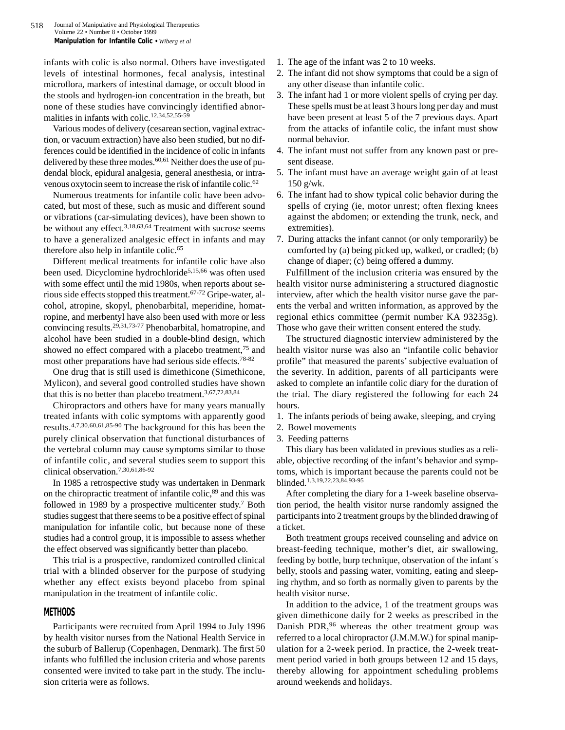infants with colic is also normal. Others have investigated levels of intestinal hormones, fecal analysis, intestinal microflora, markers of intestinal damage, or occult blood in the stools and hydrogen-ion concentration in the breath, but none of these studies have convincingly identified abnormalities in infants with colic.[12,34,52,55-59]

Various modes of delivery (cesarean section, vaginal extraction, or vacuum extraction) have also been studied, but no differences could be identified in the incidence of colic in infants delivered by these three modes.[60,61] Neither does the use of pudendal block, epidural analgesia, general anesthesia, or intravenous oxytocin seem to increase the risk of infantile colic.[62]

Numerous treatments for infantile colic have been advocated, but most of these, such as music and different sound or vibrations (car-simulating devices), have been shown to be without any effect.[3,18,63,64] Treatment with sucrose seems to have a generalized analgesic effect in infants and may therefore also help in infantile colic.[65]

Different medical treatments for infantile colic have also been used. Dicyclomine hydrochloride[5,15,66] was often used with some effect until the mid 1980s, when reports about serious side effects stopped this treatment.[67-72] Gripe-water, alcohol, atropine, skopyl, phenobarbital, meperidine, homatropine, and merbentyl have also been used with more or less convincing results.[29,31,73-77] Phenobarbital, homatropine, and alcohol have been studied in a double-blind design, which showed no effect compared with a placebo treatment,[75] and most other preparations have had serious side effects.[78-82]

One drug that is still used is dimethicone (Simethicone, Mylicon), and several good controlled studies have shown that this is no better than placebo treatment.[3,67,72,83,84]

Chiropractors and others have for many years manually treated infants with colic symptoms with apparently good results.[4,7,30,60,61,85-90] The background for this has been the purely clinical observation that functional disturbances of the vertebral column may cause symptoms similar to those of infantile colic, and several studies seem to support this clinical observation.[7,30,61,86-92]

In 1985 a retrospective study was undertaken in Denmark on the chiropractic treatment of infantile colic,[89] and this was followed in 1989 by a prospective multicenter study.[7] Both studies suggest that there seems to be a positive effect of spinal manipulation for infantile colic, but because none of these studies had a control group, it is impossible to assess whether the effect observed was significantly better than placebo.

This trial is a prospective, randomized controlled clinical trial with a blinded observer for the purpose of studying whether any effect exists beyond placebo from spinal manipulation in the treatment of infantile colic.

## METHODS

Participants were recruited from April 1994 to July 1996 by health visitor nurses from the National Health Service in the suburb of Ballerup (Copenhagen, Denmark). The first 50 infants who fulfilled the inclusion criteria and whose parents consented were invited to take part in the study. The inclusion criteria were as follows.

1. The age of the infant was 2 to 10 weeks.
2. The infant did not show symptoms that could be a sign of any other disease than infantile colic.
3. The infant had 1 or more violent spells of crying per day. These spells must be at least 3 hours long per day and must have been present at least 5 of the 7 previous days. Apart from the attacks of infantile colic, the infant must show normal behavior.
4. The infant must not suffer from any known past or present disease.
5. The infant must have an average weight gain of at least 150 g/wk.
6. The infant had to show typical colic behavior during the spells of crying (ie, motor unrest; often flexing knees against the abdomen; or extending the trunk, neck, and extremities).
7. During attacks the infant cannot (or only temporarily) be comforted by (a) being picked up, walked, or cradled; (b) change of diaper; (c) being offered a dummy.

Fulfillment of the inclusion criteria was ensured by the health visitor nurse administering a structured diagnostic interview, after which the health visitor nurse gave the parents the verbal and written information, as approved by the regional ethics committee (permit number KA 93235g). Those who gave their written consent entered the study.

The structured diagnostic interview administered by the health visitor nurse was also an "infantile colic behavior profile" that measured the parents' subjective evaluation of the severity. In addition, parents of all participants were asked to complete an infantile colic diary for the duration of the trial. The diary registered the following for each 24 hours.

1. The infants periods of being awake, sleeping, and crying
2. Bowel movements
3. Feeding patterns

This diary has been validated in previous studies as a reliable, objective recording of the infant's behavior and symptoms, which is important because the parents could not be blinded.[1,3,19,22,23,84,93-95]

After completing the diary for a 1-week baseline observation period, the health visitor nurse randomly assigned the participants into 2 treatment groups by the blinded drawing of a ticket.

Both treatment groups received counseling and advice on breast-feeding technique, mother's diet, air swallowing, feeding by bottle, burp technique, observation of the infant´s belly, stools and passing water, vomiting, eating and sleeping rhythm, and so forth as normally given to parents by the health visitor nurse.

In addition to the advice, 1 of the treatment groups was given dimethicone daily for 2 weeks as prescribed in the Danish PDR,[96] whereas the other treatment group was referred to a local chiropractor (J.M.M.W.) for spinal manipulation for a 2-week period. In practice, the 2-week treatment period varied in both groups between 12 and 15 days, thereby allowing for appointment scheduling problems around weekends and holidays.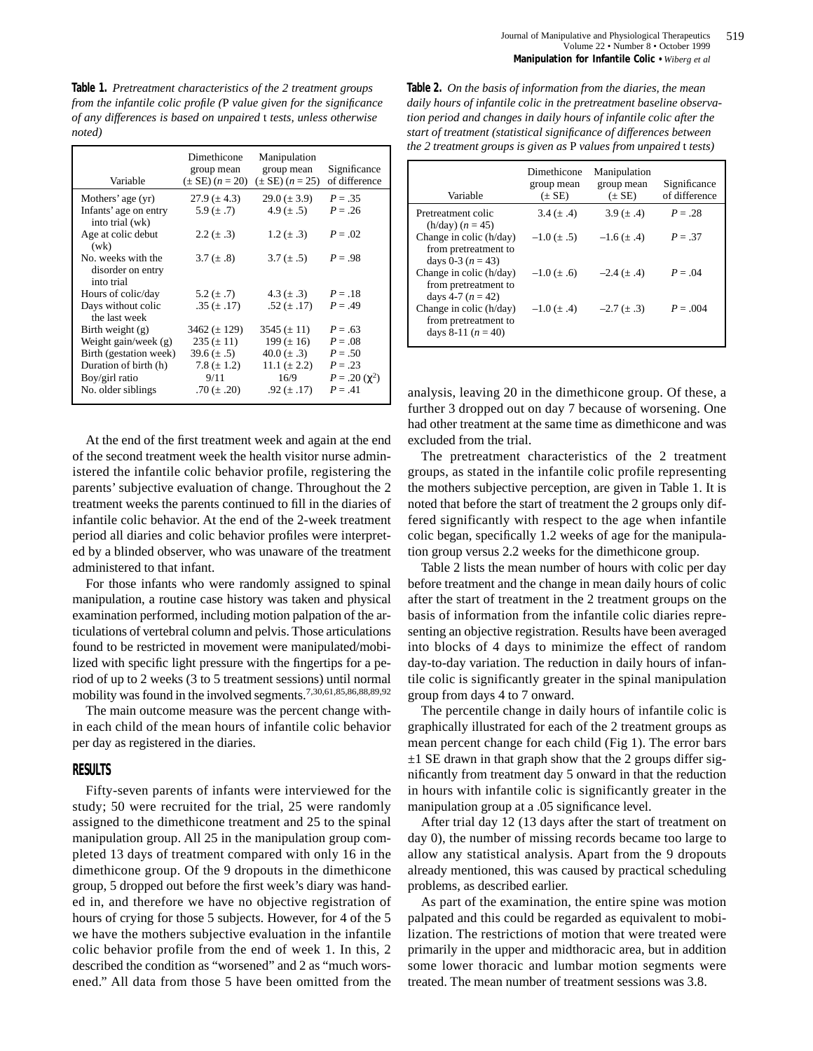**Table 1.** *Pretreatment characteristics of the 2 treatment groups from the infantile colic profile (P value given for the significance of any differences is based on unpaired t tests, unless otherwise noted)*

| Variable | Dimethicone group mean (± SE) ($n = 20$) | Manipulation group mean (± SE) ($n = 25$) | Significance of difference |
|---|---|---|---|
| Mothers' age (yr) | 27.9 (± 4.3) | 29.0 (± 3.9) | $P = .35$ |
| Infants' age on entry into trial (wk) | 5.9 (± .7) | 4.9 (± .5) | $P = .26$ |
| Age at colic debut (wk) | 2.2 (± .3) | 1.2 (± .3) | $P = .02$ |
| No. weeks with the disorder on entry into trial | 3.7 (± .8) | 3.7 (± .5) | $P = .98$ |
| Hours of colic/day | 5.2 (± .7) | 4.3 (± .3) | $P = .18$ |
| Days without colic the last week | .35 (± .17) | .52 (± .17) | $P = .49$ |
| Birth weight (g) | 3462 (± 129) | 3545 (± 11) | $P = .63$ |
| Weight gain/week (g) | 235 (± 11) | 199 (± 16) | $P = .08$ |
| Birth (gestation week) | 39.6 (± .5) | 40.0 (± .3) | $P = .50$ |
| Duration of birth (h) | 7.8 (± 1.2) | 11.1 (± 2.2) | $P = .23$ |
| Boy/girl ratio | 9/11 | 16/9 | $P = .20$ ($\chi^2$) |
| No. older siblings | .70 (± .20) | .92 (± .17) | $P = .41$ |

At the end of the first treatment week and again at the end of the second treatment week the health visitor nurse administered the infantile colic behavior profile, registering the parents' subjective evaluation of change. Throughout the 2 treatment weeks the parents continued to fill in the diaries of infantile colic behavior. At the end of the 2-week treatment period all diaries and colic behavior profiles were interpreted by a blinded observer, who was unaware of the treatment administered to that infant.

For those infants who were randomly assigned to spinal manipulation, a routine case history was taken and physical examination performed, including motion palpation of the articulations of vertebral column and pelvis. Those articulations found to be restricted in movement were manipulated/mobilized with specific light pressure with the fingertips for a period of up to 2 weeks (3 to 5 treatment sessions) until normal mobility was found in the involved segments.[7,30,61,85,86,88,89,92]

The main outcome measure was the percent change within each child of the mean hours of infantile colic behavior per day as registered in the diaries.

## RESULTS

Fifty-seven parents of infants were interviewed for the study; 50 were recruited for the trial, 25 were randomly assigned to the dimethicone treatment and 25 to the spinal manipulation group. All 25 in the manipulation group completed 13 days of treatment compared with only 16 in the dimethicone group. Of the 9 dropouts in the dimethicone group, 5 dropped out before the first week's diary was handed in, and therefore we have no objective registration of hours of crying for those 5 subjects. However, for 4 of the 5 we have the mothers subjective evaluation in the infantile colic behavior profile from the end of week 1. In this, 2 described the condition as "worsened" and 2 as "much worsened." All data from those 5 have been omitted from the analysis, leaving 20 in the dimethicone group. Of these, a further 3 dropped out on day 7 because of worsening. One had other treatment at the same time as dimethicone and was excluded from the trial.

**Table 2.** *On the basis of information from the diaries, the mean daily hours of infantile colic in the pretreatment baseline observation period and changes in daily hours of infantile colic after the start of treatment (statistical significance of differences between the 2 treatment groups is given as P values from unpaired t tests)*

| Variable | Dimethicone group mean (± SE) | Manipulation group mean (± SE) | Significance of difference |
|---|---|---|---|
| Pretreatment colic (h/day) ($n = 45$) | 3.4 (± .4) | 3.9 (± .4) | $P = .28$ |
| Change in colic (h/day) from pretreatment to days 0-3 ($n = 43$) | –1.0 (± .5) | –1.6 (± .4) | $P = .37$ |
| Change in colic (h/day) from pretreatment to days 4-7 ($n = 42$) | –1.0 (± .6) | –2.4 (± .4) | $P = .04$ |
| Change in colic (h/day) from pretreatment to days 8-11 ($n = 40$) | –1.0 (± .4) | –2.7 (± .3) | $P = .004$ |

The pretreatment characteristics of the 2 treatment groups, as stated in the infantile colic profile representing the mothers subjective perception, are given in Table 1. It is noted that before the start of treatment the 2 groups only differed significantly with respect to the age when infantile colic began, specifically 1.2 weeks of age for the manipulation group versus 2.2 weeks for the dimethicone group.

Table 2 lists the mean number of hours with colic per day before treatment and the change in mean daily hours of colic after the start of treatment in the 2 treatment groups on the basis of information from the infantile colic diaries representing an objective registration. Results have been averaged into blocks of 4 days to minimize the effect of random day-to-day variation. The reduction in daily hours of infantile colic is significantly greater in the spinal manipulation group from days 4 to 7 onward.

The percentile change in daily hours of infantile colic is graphically illustrated for each of the 2 treatment groups as mean percent change for each child (Fig 1). The error bars ±1 SE drawn in that graph show that the 2 groups differ significantly from treatment day 5 onward in that the reduction in hours with infantile colic is significantly greater in the manipulation group at a .05 significance level.

After trial day 12 (13 days after the start of treatment on day 0), the number of missing records became too large to allow any statistical analysis. Apart from the 9 dropouts already mentioned, this was caused by practical scheduling problems, as described earlier.

As part of the examination, the entire spine was motion palpated and this could be regarded as equivalent to mobilization. The restrictions of motion that were treated were primarily in the upper and midthoracic area, but in addition some lower thoracic and lumbar motion segments were treated. The mean number of treatment sessions was 3.8.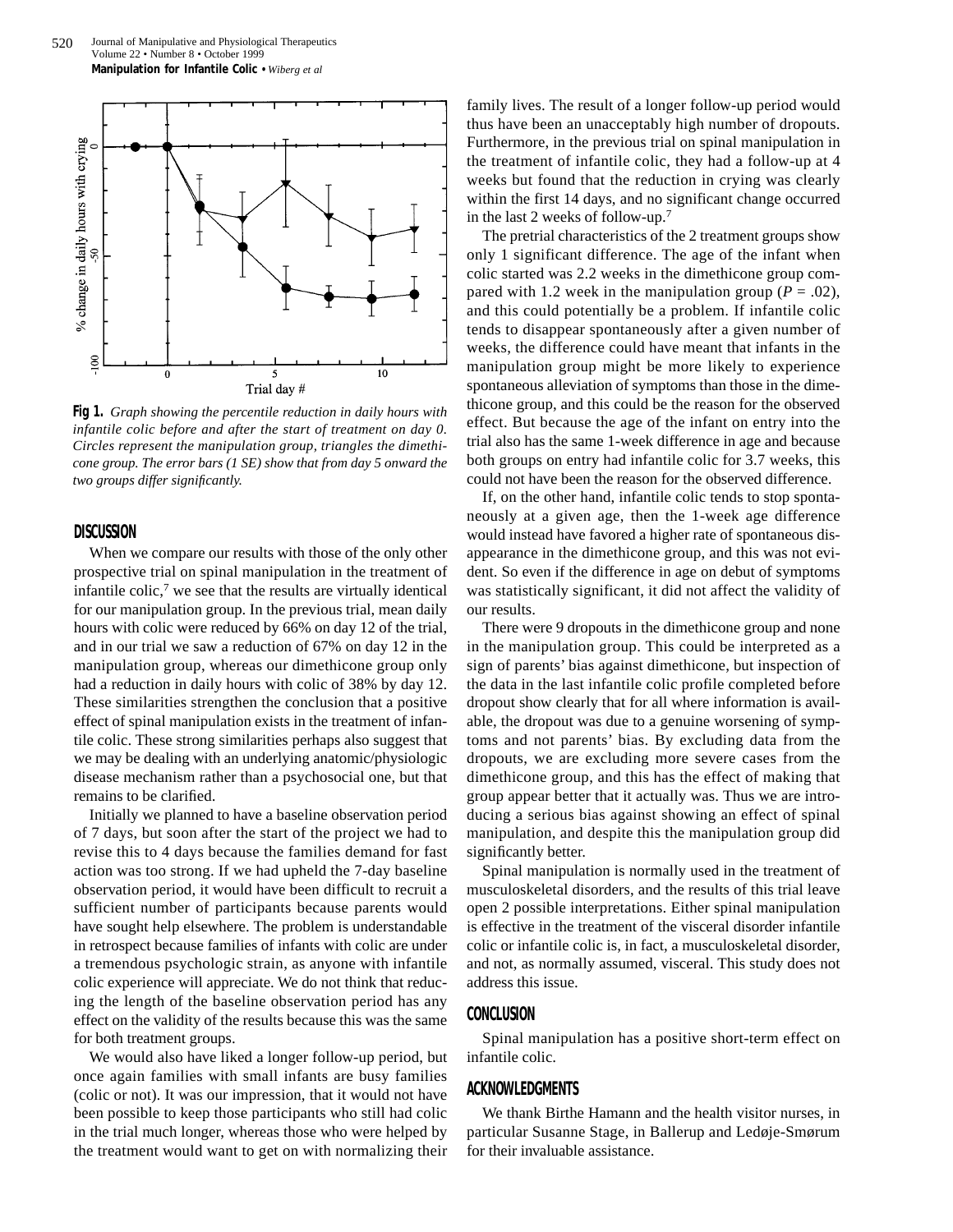**Fig 1.** *Graph showing the percentile reduction in daily hours with infantile colic before and after the start of treatment on day 0. Circles represent the manipulation group, triangles the dimethicone group. The error bars (1 SE) show that from day 5 onward the two groups differ significantly.*

## DISCUSSION

When we compare our results with those of the only other prospective trial on spinal manipulation in the treatment of infantile colic,[7] we see that the results are virtually identical for our manipulation group. In the previous trial, mean daily hours with colic were reduced by 66% on day 12 of the trial, and in our trial we saw a reduction of 67% on day 12 in the manipulation group, whereas our dimethicone group only had a reduction in daily hours with colic of 38% by day 12. These similarities strengthen the conclusion that a positive effect of spinal manipulation exists in the treatment of infantile colic. These strong similarities perhaps also suggest that we may be dealing with an underlying anatomic/physiologic disease mechanism rather than a psychosocial one, but that remains to be clarified.

Initially we planned to have a baseline observation period of 7 days, but soon after the start of the project we had to revise this to 4 days because the families demand for fast action was too strong. If we had upheld the 7-day baseline observation period, it would have been difficult to recruit a sufficient number of participants because parents would have sought help elsewhere. The problem is understandable in retrospect because families of infants with colic are under a tremendous psychologic strain, as anyone with infantile colic experience will appreciate. We do not think that reducing the length of the baseline observation period has any effect on the validity of the results because this was the same for both treatment groups.

We would also have liked a longer follow-up period, but once again families with small infants are busy families (colic or not). It was our impression, that it would not have been possible to keep those participants who still had colic in the trial much longer, whereas those who were helped by the treatment would want to get on with normalizing their family lives. The result of a longer follow-up period would thus have been an unacceptably high number of dropouts. Furthermore, in the previous trial on spinal manipulation in the treatment of infantile colic, they had a follow-up at 4 weeks but found that the reduction in crying was clearly within the first 14 days, and no significant change occurred in the last 2 weeks of follow-up.[7]

The pretrial characteristics of the 2 treatment groups show only 1 significant difference. The age of the infant when colic started was 2.2 weeks in the dimethicone group compared with 1.2 week in the manipulation group ($P = .02$), and this could potentially be a problem. If infantile colic tends to disappear spontaneously after a given number of weeks, the difference could have meant that infants in the manipulation group might be more likely to experience spontaneous alleviation of symptoms than those in the dimethicone group, and this could be the reason for the observed effect. But because the age of the infant on entry into the trial also has the same 1-week difference in age and because both groups on entry had infantile colic for 3.7 weeks, this could not have been the reason for the observed difference.

If, on the other hand, infantile colic tends to stop spontaneously at a given age, then the 1-week age difference would instead have favored a higher rate of spontaneous disappearance in the dimethicone group, and this was not evident. So even if the difference in age on debut of symptoms was statistically significant, it did not affect the validity of our results.

There were 9 dropouts in the dimethicone group and none in the manipulation group. This could be interpreted as a sign of parents' bias against dimethicone, but inspection of the data in the last infantile colic profile completed before dropout show clearly that for all where information is available, the dropout was due to a genuine worsening of symptoms and not parents' bias. By excluding data from the dropouts, we are excluding more severe cases from the dimethicone group, and this has the effect of making that group appear better that it actually was. Thus we are introducing a serious bias against showing an effect of spinal manipulation, and despite this the manipulation group did significantly better.

Spinal manipulation is normally used in the treatment of musculoskeletal disorders, and the results of this trial leave open 2 possible interpretations. Either spinal manipulation is effective in the treatment of the visceral disorder infantile colic or infantile colic is, in fact, a musculoskeletal disorder, and not, as normally assumed, visceral. This study does not address this issue.

## CONCLUSION

Spinal manipulation has a positive short-term effect on infantile colic.

## ACKNOWLEDGMENTS

We thank Birthe Hamann and the health visitor nurses, in particular Susanne Stage, in Ballerup and Ledøje-Smørum for their invaluable assistance.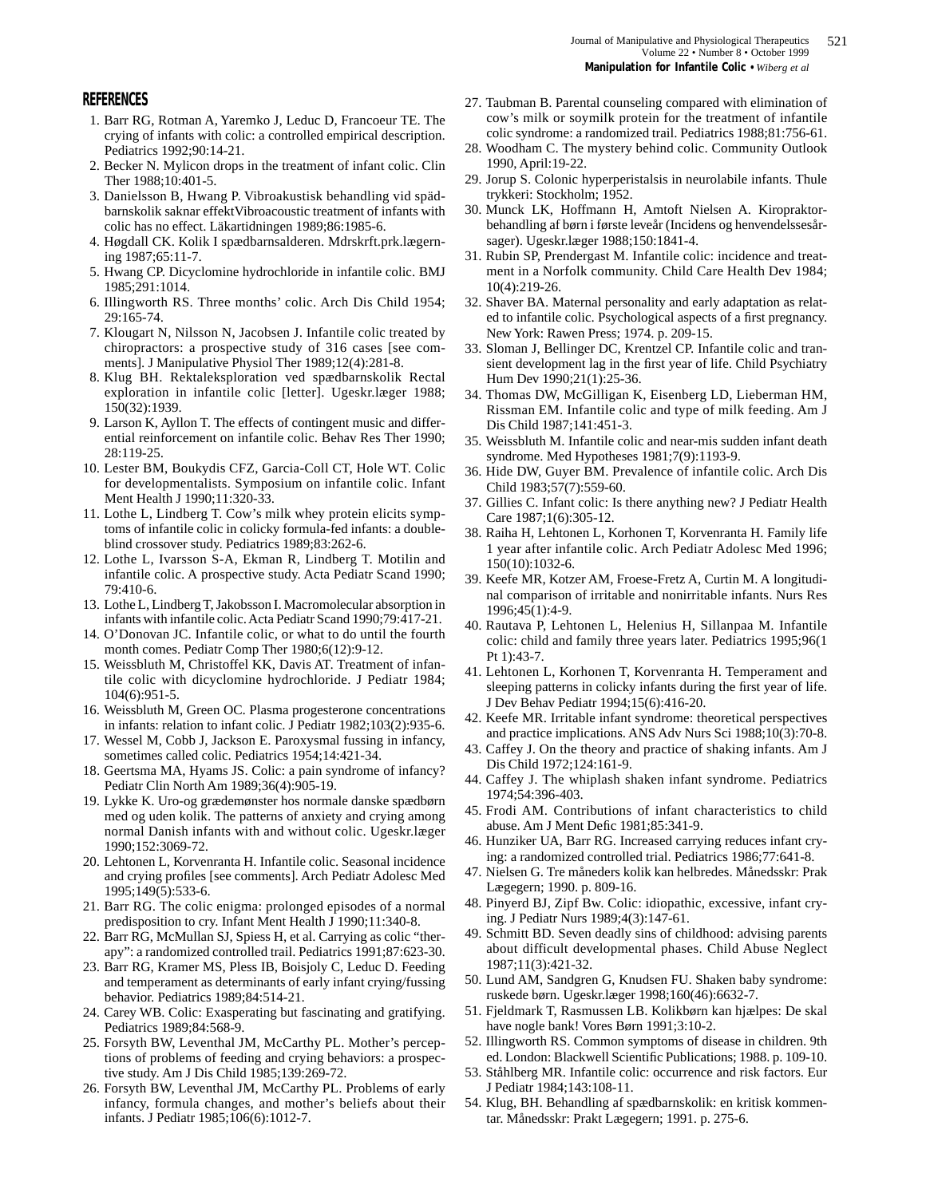## REFERENCES

1. Barr RG, Rotman A, Yaremko J, Leduc D, Francoeur TE. The crying of infants with colic: a controlled empirical description. Pediatrics 1992;90:14-21.
2. Becker N. Mylicon drops in the treatment of infant colic. Clin Ther 1988;10:401-5.
3. Danielsson B, Hwang P. Vibroakustisk behandling vid spädbarnskolik saknar effektVibroacoustic treatment of infants with colic has no effect. Läkartidningen 1989;86:1985-6.
4. Høgdall CK. Kolik I spædbarnsalderen. Mdrskrft.prk.lægerning 1987;65:11-7.
5. Hwang CP. Dicyclomine hydrochloride in infantile colic. BMJ 1985;291:1014.
6. Illingworth RS. Three months' colic. Arch Dis Child 1954; 29:165-74.
7. Klougart N, Nilsson N, Jacobsen J. Infantile colic treated by chiropractors: a prospective study of 316 cases [see comments]. J Manipulative Physiol Ther 1989;12(4):281-8.
8. Klug BH. Rektaleksploration ved spædbarnskolik Rectal exploration in infantile colic [letter]. Ugeskr.læger 1988; 150(32):1939.
9. Larson K, Ayllon T. The effects of contingent music and differential reinforcement on infantile colic. Behav Res Ther 1990; 28:119-25.
10. Lester BM, Boukydis CFZ, Garcia-Coll CT, Hole WT. Colic for developmentalists. Symposium on infantile colic. Infant Ment Health J 1990;11:320-33.
11. Lothe L, Lindberg T. Cow's milk whey protein elicits symptoms of infantile colic in colicky formula-fed infants: a double-blind crossover study. Pediatrics 1989;83:262-6.
12. Lothe L, Ivarsson S-A, Ekman R, Lindberg T. Motilin and infantile colic. A prospective study. Acta Pediatr Scand 1990; 79:410-6.
13. Lothe L, Lindberg T, Jakobsson I. Macromolecular absorption in infants with infantile colic. Acta Pediatr Scand 1990;79:417-21.
14. O'Donovan JC. Infantile colic, or what to do until the fourth month comes. Pediatr Comp Ther 1980;6(12):9-12.
15. Weissbluth M, Christoffel KK, Davis AT. Treatment of infantile colic with dicyclomine hydrochloride. J Pediatr 1984; 104(6):951-5.
16. Weissbluth M, Green OC. Plasma progesterone concentrations in infants: relation to infant colic. J Pediatr 1982;103(2):935-6.
17. Wessel M, Cobb J, Jackson E. Paroxysmal fussing in infancy, sometimes called colic. Pediatrics 1954;14:421-34.
18. Geertsma MA, Hyams JS. Colic: a pain syndrome of infancy? Pediatr Clin North Am 1989;36(4):905-19.
19. Lykke K. Uro-og grædemønster hos normale danske spædbørn med og uden kolik. The patterns of anxiety and crying among normal Danish infants with and without colic. Ugeskr.læger 1990;152:3069-72.
20. Lehtonen L, Korvenranta H. Infantile colic. Seasonal incidence and crying profiles [see comments]. Arch Pediatr Adolesc Med 1995;149(5):533-6.
21. Barr RG. The colic enigma: prolonged episodes of a normal predisposition to cry. Infant Ment Health J 1990;11:340-8.
22. Barr RG, McMullan SJ, Spiess H, et al. Carrying as colic "therapy": a randomized controlled trail. Pediatrics 1991;87:623-30.
23. Barr RG, Kramer MS, Pless IB, Boisjoly C, Leduc D. Feeding and temperament as determinants of early infant crying/fussing behavior. Pediatrics 1989;84:514-21.
24. Carey WB. Colic: Exasperating but fascinating and gratifying. Pediatrics 1989;84:568-9.
25. Forsyth BW, Leventhal JM, McCarthy PL. Mother's perceptions of problems of feeding and crying behaviors: a prospective study. Am J Dis Child 1985;139:269-72.
26. Forsyth BW, Leventhal JM, McCarthy PL. Problems of early infancy, formula changes, and mother's beliefs about their infants. J Pediatr 1985;106(6):1012-7.
27. Taubman B. Parental counseling compared with elimination of cow's milk or soymilk protein for the treatment of infantile colic syndrome: a randomized trail. Pediatrics 1988;81:756-61.
28. Woodham C. The mystery behind colic. Community Outlook 1990, April:19-22.
29. Jorup S. Colonic hyperperistalsis in neurolabile infants. Thule trykkeri: Stockholm; 1952.
30. Munck LK, Hoffmann H, Amtoft Nielsen A. Kiropraktorbehandling af børn i første leveår (Incidens og henvendelsesårsager). Ugeskr.læger 1988;150:1841-4.
31. Rubin SP, Prendergast M. Infantile colic: incidence and treatment in a Norfolk community. Child Care Health Dev 1984; 10(4):219-26.
32. Shaver BA. Maternal personality and early adaptation as related to infantile colic. Psychological aspects of a first pregnancy. New York: Rawen Press; 1974. p. 209-15.
33. Sloman J, Bellinger DC, Krentzel CP. Infantile colic and transient development lag in the first year of life. Child Psychiatry Hum Dev 1990;21(1):25-36.
34. Thomas DW, McGilligan K, Eisenberg LD, Lieberman HM, Rissman EM. Infantile colic and type of milk feeding. Am J Dis Child 1987;141:451-3.
35. Weissbluth M. Infantile colic and near-mis sudden infant death syndrome. Med Hypotheses 1981;7(9):1193-9.
36. Hide DW, Guyer BM. Prevalence of infantile colic. Arch Dis Child 1983;57(7):559-60.
37. Gillies C. Infant colic: Is there anything new? J Pediatr Health Care 1987;1(6):305-12.
38. Raiha H, Lehtonen L, Korhonen T, Korvenranta H. Family life 1 year after infantile colic. Arch Pediatr Adolesc Med 1996; 150(10):1032-6.
39. Keefe MR, Kotzer AM, Froese-Fretz A, Curtin M. A longitudinal comparison of irritable and nonirritable infants. Nurs Res 1996;45(1):4-9.
40. Rautava P, Lehtonen L, Helenius H, Sillanpaa M. Infantile colic: child and family three years later. Pediatrics 1995;96(1 Pt 1):43-7.
41. Lehtonen L, Korhonen T, Korvenranta H. Temperament and sleeping patterns in colicky infants during the first year of life. J Dev Behav Pediatr 1994;15(6):416-20.
42. Keefe MR. Irritable infant syndrome: theoretical perspectives and practice implications. ANS Adv Nurs Sci 1988;10(3):70-8.
43. Caffey J. On the theory and practice of shaking infants. Am J Dis Child 1972;124:161-9.
44. Caffey J. The whiplash shaken infant syndrome. Pediatrics 1974;54:396-403.
45. Frodi AM. Contributions of infant characteristics to child abuse. Am J Ment Defic 1981;85:341-9.
46. Hunziker UA, Barr RG. Increased carrying reduces infant crying: a randomized controlled trial. Pediatrics 1986;77:641-8.
47. Nielsen G. Tre måneders kolik kan helbredes. Månedsskr: Prak Lægegern; 1990. p. 809-16.
48. Pinyerd BJ, Zipf Bw. Colic: idiopathic, excessive, infant crying. J Pediatr Nurs 1989;4(3):147-61.
49. Schmitt BD. Seven deadly sins of childhood: advising parents about difficult developmental phases. Child Abuse Neglect 1987;11(3):421-32.
50. Lund AM, Sandgren G, Knudsen FU. Shaken baby syndrome: ruskede børn. Ugeskr.læger 1998;160(46):6632-7.
51. Fjeldmark T, Rasmussen LB. Kolikbørn kan hjælpes: De skal have nogle bank! Vores Børn 1991;3:10-2.
52. Illingworth RS. Common symptoms of disease in children. 9th ed. London: Blackwell Scientific Publications; 1988. p. 109-10.
53. Ståhlberg MR. Infantile colic: occurrence and risk factors. Eur J Pediatr 1984;143:108-11.
54. Klug, BH. Behandling af spædbarnskolik: en kritisk kommentar. Månedsskr: Prakt Lægegern; 1991. p. 275-6.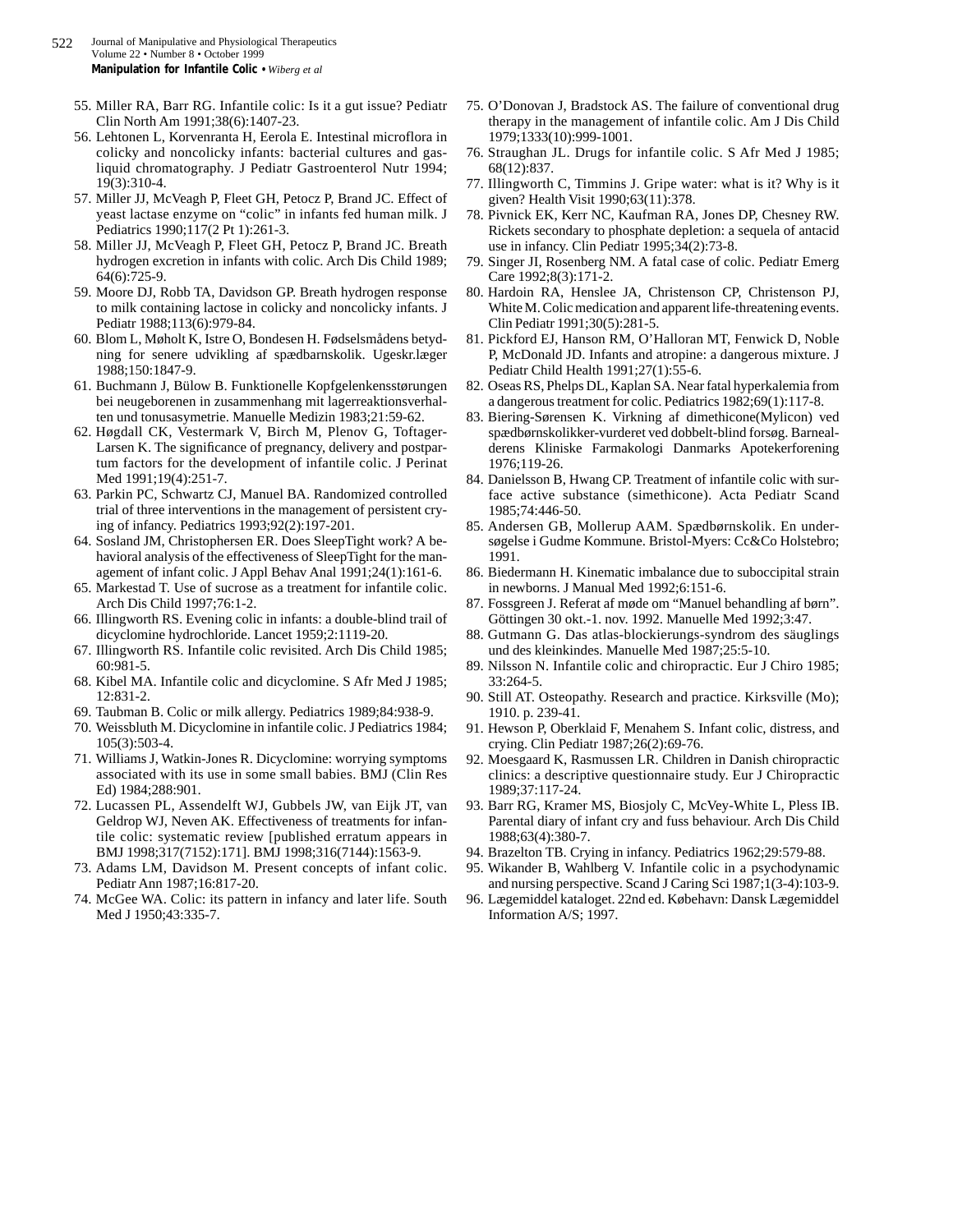55. Miller RA, Barr RG. Infantile colic: Is it a gut issue? Pediatr Clin North Am 1991;38(6):1407-23.
56. Lehtonen L, Korvenranta H, Eerola E. Intestinal microflora in colicky and noncolicky infants: bacterial cultures and gas-liquid chromatography. J Pediatr Gastroenterol Nutr 1994; 19(3):310-4.
57. Miller JJ, McVeagh P, Fleet GH, Petocz P, Brand JC. Effect of yeast lactase enzyme on "colic" in infants fed human milk. J Pediatrics 1990;117(2 Pt 1):261-3.
58. Miller JJ, McVeagh P, Fleet GH, Petocz P, Brand JC. Breath hydrogen excretion in infants with colic. Arch Dis Child 1989; 64(6):725-9.
59. Moore DJ, Robb TA, Davidson GP. Breath hydrogen response to milk containing lactose in colicky and noncolicky infants. J Pediatr 1988;113(6):979-84.
60. Blom L, Møholt K, Istre O, Bondesen H. Fødselsmådens betydning for senere udvikling af spædbarnskolik. Ugeskr.læger 1988;150:1847-9.
61. Buchmann J, Bülow B. Funktionelle Kopfgelenkensstørungen bei neugeborenen in zusammenhang mit lagerreaktionsverhalten und tonusasymetrie. Manuelle Medizin 1983;21:59-62.
62. Høgdall CK, Vestermark V, Birch M, Plenov G, Toftager-Larsen K. The significance of pregnancy, delivery and postpartum factors for the development of infantile colic. J Perinat Med 1991;19(4):251-7.
63. Parkin PC, Schwartz CJ, Manuel BA. Randomized controlled trial of three interventions in the management of persistent crying of infancy. Pediatrics 1993;92(2):197-201.
64. Sosland JM, Christophersen ER. Does SleepTight work? A behavioral analysis of the effectiveness of SleepTight for the management of infant colic. J Appl Behav Anal 1991;24(1):161-6.
65. Markestad T. Use of sucrose as a treatment for infantile colic. Arch Dis Child 1997;76:1-2.
66. Illingworth RS. Evening colic in infants: a double-blind trail of dicyclomine hydrochloride. Lancet 1959;2:1119-20.
67. Illingworth RS. Infantile colic revisited. Arch Dis Child 1985; 60:981-5.
68. Kibel MA. Infantile colic and dicyclomine. S Afr Med J 1985; 12:831-2.
69. Taubman B. Colic or milk allergy. Pediatrics 1989;84:938-9.
70. Weissbluth M. Dicyclomine in infantile colic. J Pediatrics 1984; 105(3):503-4.
71. Williams J, Watkin-Jones R. Dicyclomine: worrying symptoms associated with its use in some small babies. BMJ (Clin Res Ed) 1984;288:901.
72. Lucassen PL, Assendelft WJ, Gubbels JW, van Eijk JT, van Geldrop WJ, Neven AK. Effectiveness of treatments for infantile colic: systematic review [published erratum appears in BMJ 1998;317(7152):171]. BMJ 1998;316(7144):1563-9.
73. Adams LM, Davidson M. Present concepts of infant colic. Pediatr Ann 1987;16:817-20.
74. McGee WA. Colic: its pattern in infancy and later life. South Med J 1950;43:335-7.
75. O'Donovan J, Bradstock AS. The failure of conventional drug therapy in the management of infantile colic. Am J Dis Child 1979;1333(10):999-1001.
76. Straughan JL. Drugs for infantile colic. S Afr Med J 1985; 68(12):837.
77. Illingworth C, Timmins J. Gripe water: what is it? Why is it given? Health Visit 1990;63(11):378.
78. Pivnick EK, Kerr NC, Kaufman RA, Jones DP, Chesney RW. Rickets secondary to phosphate depletion: a sequela of antacid use in infancy. Clin Pediatr 1995;34(2):73-8.
79. Singer JI, Rosenberg NM. A fatal case of colic. Pediatr Emerg Care 1992;8(3):171-2.
80. Hardoin RA, Henslee JA, Christenson CP, Christenson PJ, White M. Colic medication and apparent life-threatening events. Clin Pediatr 1991;30(5):281-5.
81. Pickford EJ, Hanson RM, O'Halloran MT, Fenwick D, Noble P, McDonald JD. Infants and atropine: a dangerous mixture. J Pediatr Child Health 1991;27(1):55-6.
82. Oseas RS, Phelps DL, Kaplan SA. Near fatal hyperkalemia from a dangerous treatment for colic. Pediatrics 1982;69(1):117-8.
83. Biering-Sørensen K. Virkning af dimethicone(Mylicon) ved spædbørnskolikker-vurderet ved dobbelt-blind forsøg. Barnealderens Kliniske Farmakologi Danmarks Apotekerforening 1976;119-26.
84. Danielsson B, Hwang CP. Treatment of infantile colic with surface active substance (simethicone). Acta Pediatr Scand 1985;74:446-50.
85. Andersen GB, Mollerup AAM. Spædbørnskolik. En undersøgelse i Gudme Kommune. Bristol-Myers: Cc&Co Holstebro; 1991.
86. Biedermann H. Kinematic imbalance due to suboccipital strain in newborns. J Manual Med 1992;6:151-6.
87. Fossgreen J. Referat af møde om "Manuel behandling af børn". Göttingen 30 okt.-1. nov. 1992. Manuelle Med 1992;3:47.
88. Gutmann G. Das atlas-blockierungs-syndrom des säuglings und des kleinkindes. Manuelle Med 1987;25:5-10.
89. Nilsson N. Infantile colic and chiropractic. Eur J Chiro 1985; 33:264-5.
90. Still AT. Osteopathy. Research and practice. Kirksville (Mo); 1910. p. 239-41.
91. Hewson P, Oberklaid F, Menahem S. Infant colic, distress, and crying. Clin Pediatr 1987;26(2):69-76.
92. Moesgaard K, Rasmussen LR. Children in Danish chiropractic clinics: a descriptive questionnaire study. Eur J Chiropractic 1989;37:117-24.
93. Barr RG, Kramer MS, Biosjoly C, McVey-White L, Pless IB. Parental diary of infant cry and fuss behaviour. Arch Dis Child 1988;63(4):380-7.
94. Brazelton TB. Crying in infancy. Pediatrics 1962;29:579-88.
95. Wikander B, Wahlberg V. Infantile colic in a psychodynamic and nursing perspective. Scand J Caring Sci 1987;1(3-4):103-9.
96. Lægemiddel kataloget. 22nd ed. København: Dansk Lægemiddel Information A/S; 1997.